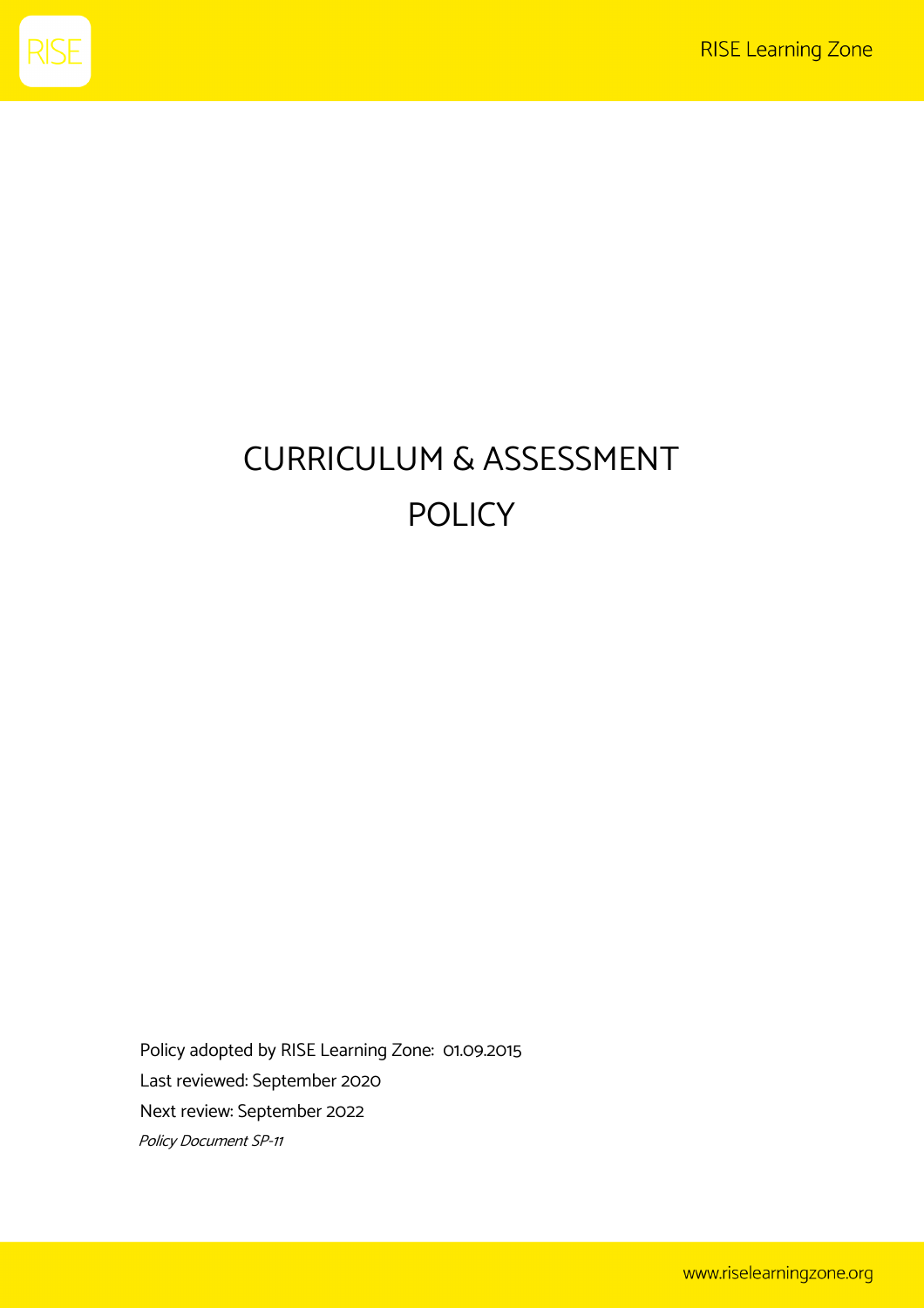# CURRICULUM & ASSESSMENT POLICY

Policy adopted by RISE Learning Zone: 01.09.2015

Last reviewed: September 2020

Next review: September 2022

*Policy Document SP-11*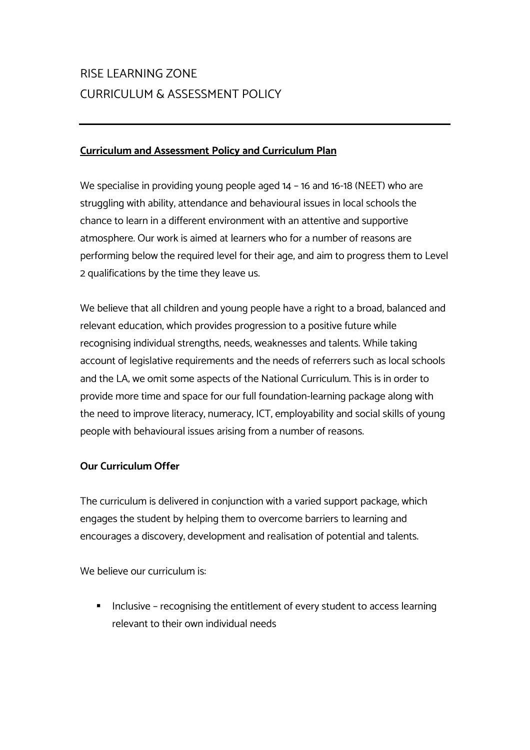# RISE LEARNING ZONE
# CURRICULUM & ASSESSMENT POLICY

---

**Curriculum and Assessment Policy and Curriculum Plan**

We specialise in providing young people aged 14 – 16 and 16-18 (NEET) who are struggling with ability, attendance and behavioural issues in local schools the chance to learn in a different environment with an attentive and supportive atmosphere. Our work is aimed at learners who for a number of reasons are performing below the required level for their age, and aim to progress them to Level 2 qualifications by the time they leave us.

We believe that all children and young people have a right to a broad, balanced and relevant education, which provides progression to a positive future while recognising individual strengths, needs, weaknesses and talents. While taking account of legislative requirements and the needs of referrers such as local schools and the LA, we omit some aspects of the National Curriculum. This is in order to provide more time and space for our full foundation-learning package along with the need to improve literacy, numeracy, ICT, employability and social skills of young people with behavioural issues arising from a number of reasons.

**Our Curriculum Offer**

The curriculum is delivered in conjunction with a varied support package, which engages the student by helping them to overcome barriers to learning and encourages a discovery, development and realisation of potential and talents.

We believe our curriculum is:

- Inclusive – recognising the entitlement of every student to access learning relevant to their own individual needs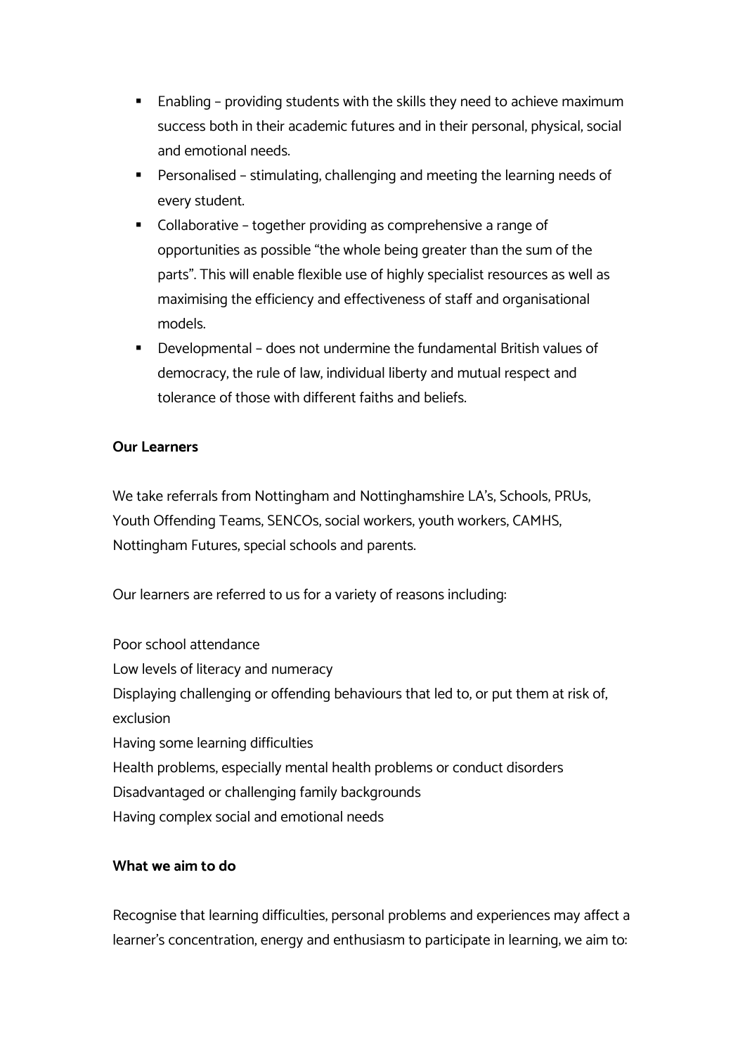- Enabling – providing students with the skills they need to achieve maximum success both in their academic futures and in their personal, physical, social and emotional needs.
- Personalised – stimulating, challenging and meeting the learning needs of every student.
- Collaborative – together providing as comprehensive a range of opportunities as possible "the whole being greater than the sum of the parts". This will enable flexible use of highly specialist resources as well as maximising the efficiency and effectiveness of staff and organisational models.
- Developmental – does not undermine the fundamental British values of democracy, the rule of law, individual liberty and mutual respect and tolerance of those with different faiths and beliefs.

**Our Learners**

We take referrals from Nottingham and Nottinghamshire LA's, Schools, PRUs, Youth Offending Teams, SENCOs, social workers, youth workers, CAMHS, Nottingham Futures, special schools and parents.

Our learners are referred to us for a variety of reasons including:

Poor school attendance
Low levels of literacy and numeracy
Displaying challenging or offending behaviours that led to, or put them at risk of, exclusion
Having some learning difficulties
Health problems, especially mental health problems or conduct disorders
Disadvantaged or challenging family backgrounds
Having complex social and emotional needs

**What we aim to do**

Recognise that learning difficulties, personal problems and experiences may affect a learner's concentration, energy and enthusiasm to participate in learning, we aim to: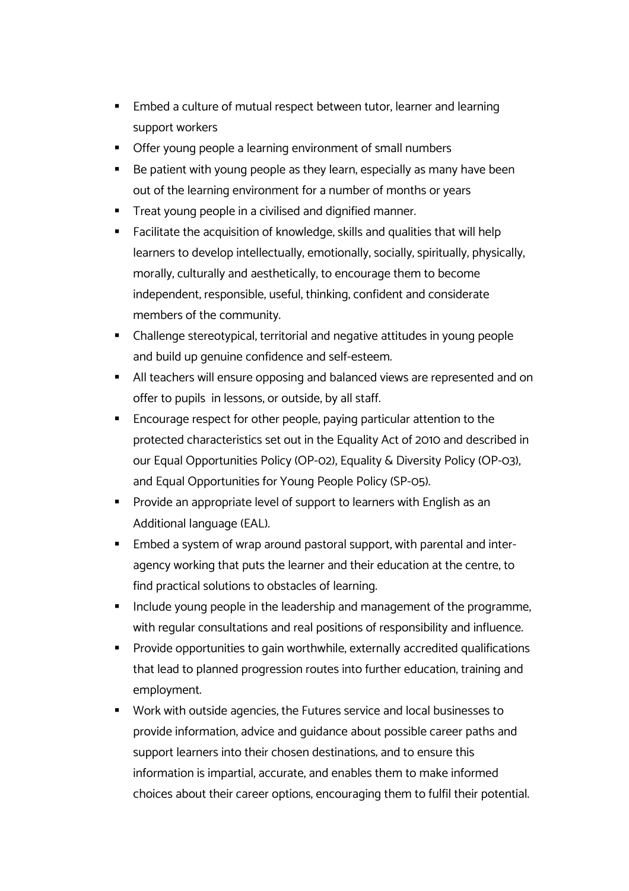- Embed a culture of mutual respect between tutor, learner and learning support workers
- Offer young people a learning environment of small numbers
- Be patient with young people as they learn, especially as many have been out of the learning environment for a number of months or years
- Treat young people in a civilised and dignified manner.
- Facilitate the acquisition of knowledge, skills and qualities that will help learners to develop intellectually, emotionally, socially, spiritually, physically, morally, culturally and aesthetically, to encourage them to become independent, responsible, useful, thinking, confident and considerate members of the community.
- Challenge stereotypical, territorial and negative attitudes in young people and build up genuine confidence and self-esteem.
- All teachers will ensure opposing and balanced views are represented and on offer to pupils in lessons, or outside, by all staff.
- Encourage respect for other people, paying particular attention to the protected characteristics set out in the Equality Act of 2010 and described in our Equal Opportunities Policy (OP-02), Equality & Diversity Policy (OP-03), and Equal Opportunities for Young People Policy (SP-05).
- Provide an appropriate level of support to learners with English as an Additional language (EAL).
- Embed a system of wrap around pastoral support, with parental and inter-agency working that puts the learner and their education at the centre, to find practical solutions to obstacles of learning.
- Include young people in the leadership and management of the programme, with regular consultations and real positions of responsibility and influence.
- Provide opportunities to gain worthwhile, externally accredited qualifications that lead to planned progression routes into further education, training and employment.
- Work with outside agencies, the Futures service and local businesses to provide information, advice and guidance about possible career paths and support learners into their chosen destinations, and to ensure this information is impartial, accurate, and enables them to make informed choices about their career options, encouraging them to fulfil their potential.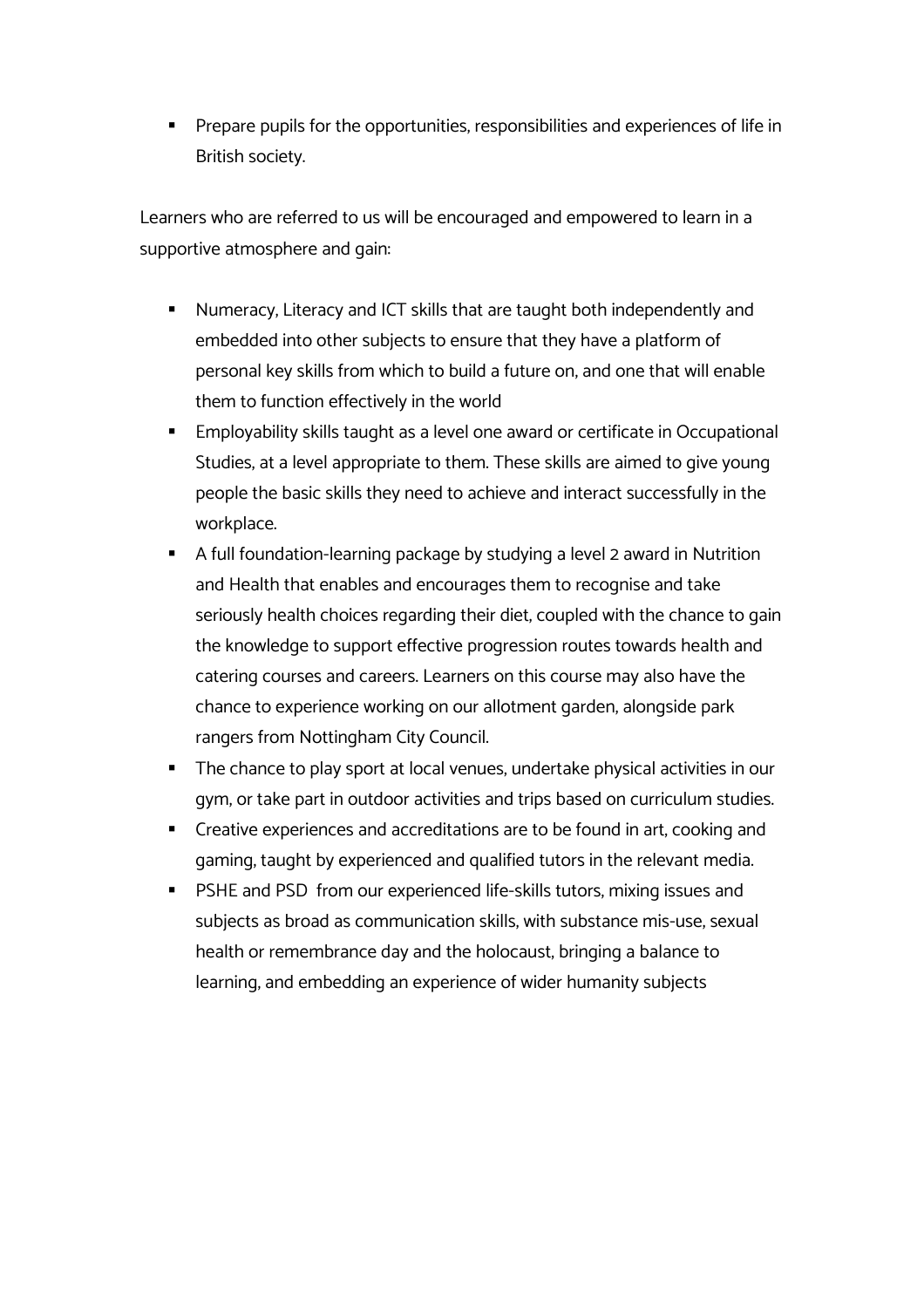- Prepare pupils for the opportunities, responsibilities and experiences of life in British society.

Learners who are referred to us will be encouraged and empowered to learn in a supportive atmosphere and gain:

- Numeracy, Literacy and ICT skills that are taught both independently and embedded into other subjects to ensure that they have a platform of personal key skills from which to build a future on, and one that will enable them to function effectively in the world
- Employability skills taught as a level one award or certificate in Occupational Studies, at a level appropriate to them. These skills are aimed to give young people the basic skills they need to achieve and interact successfully in the workplace.
- A full foundation-learning package by studying a level 2 award in Nutrition and Health that enables and encourages them to recognise and take seriously health choices regarding their diet, coupled with the chance to gain the knowledge to support effective progression routes towards health and catering courses and careers. Learners on this course may also have the chance to experience working on our allotment garden, alongside park rangers from Nottingham City Council.
- The chance to play sport at local venues, undertake physical activities in our gym, or take part in outdoor activities and trips based on curriculum studies.
- Creative experiences and accreditations are to be found in art, cooking and gaming, taught by experienced and qualified tutors in the relevant media.
- PSHE and PSD from our experienced life-skills tutors, mixing issues and subjects as broad as communication skills, with substance mis-use, sexual health or remembrance day and the holocaust, bringing a balance to learning, and embedding an experience of wider humanity subjects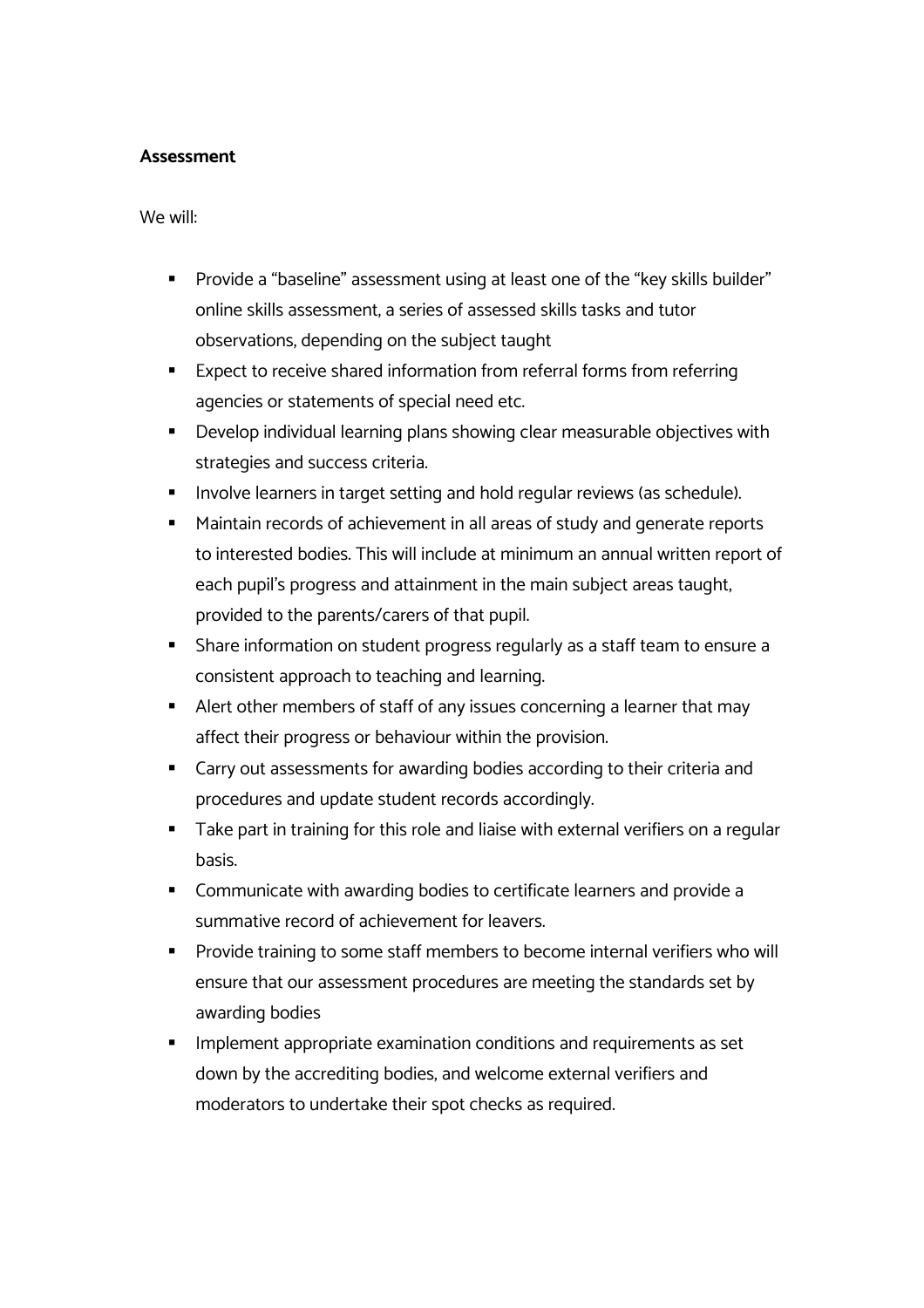**Assessment**

We will:

- Provide a "baseline" assessment using at least one of the "key skills builder" online skills assessment, a series of assessed skills tasks and tutor observations, depending on the subject taught
- Expect to receive shared information from referral forms from referring agencies or statements of special need etc.
- Develop individual learning plans showing clear measurable objectives with strategies and success criteria.
- Involve learners in target setting and hold regular reviews (as schedule).
- Maintain records of achievement in all areas of study and generate reports to interested bodies. This will include at minimum an annual written report of each pupil's progress and attainment in the main subject areas taught, provided to the parents/carers of that pupil.
- Share information on student progress regularly as a staff team to ensure a consistent approach to teaching and learning.
- Alert other members of staff of any issues concerning a learner that may affect their progress or behaviour within the provision.
- Carry out assessments for awarding bodies according to their criteria and procedures and update student records accordingly.
- Take part in training for this role and liaise with external verifiers on a regular basis.
- Communicate with awarding bodies to certificate learners and provide a summative record of achievement for leavers.
- Provide training to some staff members to become internal verifiers who will ensure that our assessment procedures are meeting the standards set by awarding bodies
- Implement appropriate examination conditions and requirements as set down by the accrediting bodies, and welcome external verifiers and moderators to undertake their spot checks as required.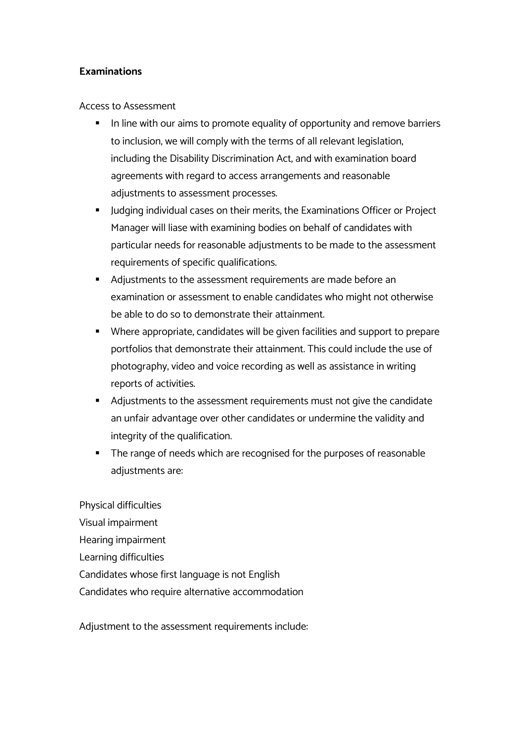**Examinations**

Access to Assessment

- In line with our aims to promote equality of opportunity and remove barriers to inclusion, we will comply with the terms of all relevant legislation, including the Disability Discrimination Act, and with examination board agreements with regard to access arrangements and reasonable adjustments to assessment processes.
- Judging individual cases on their merits, the Examinations Officer or Project Manager will liase with examining bodies on behalf of candidates with particular needs for reasonable adjustments to be made to the assessment requirements of specific qualifications.
- Adjustments to the assessment requirements are made before an examination or assessment to enable candidates who might not otherwise be able to do so to demonstrate their attainment.
- Where appropriate, candidates will be given facilities and support to prepare portfolios that demonstrate their attainment. This could include the use of photography, video and voice recording as well as assistance in writing reports of activities.
- Adjustments to the assessment requirements must not give the candidate an unfair advantage over other candidates or undermine the validity and integrity of the qualification.
- The range of needs which are recognised for the purposes of reasonable adjustments are:

Physical difficulties
Visual impairment
Hearing impairment
Learning difficulties
Candidates whose first language is not English
Candidates who require alternative accommodation

Adjustment to the assessment requirements include: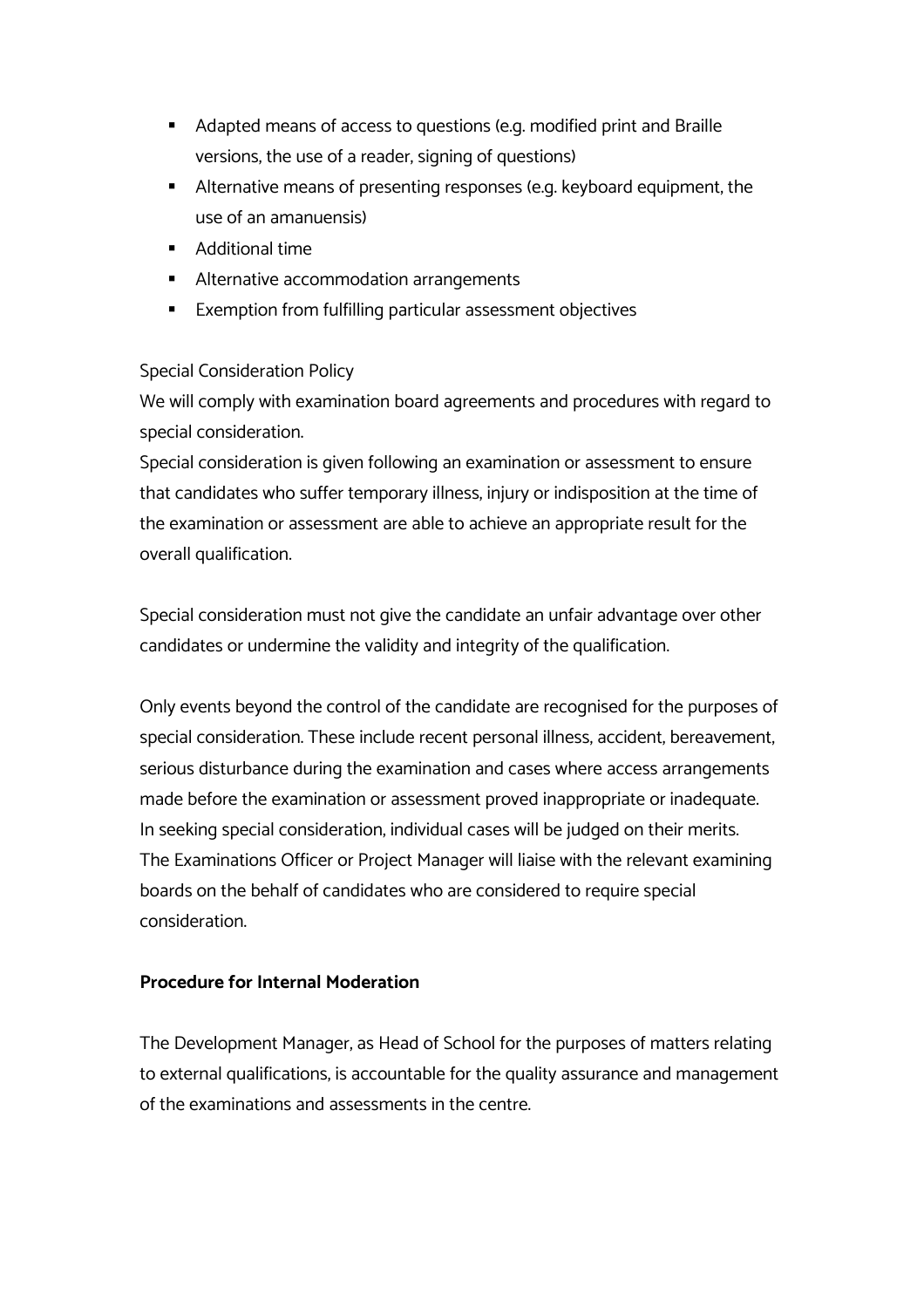- Adapted means of access to questions (e.g. modified print and Braille versions, the use of a reader, signing of questions)
- Alternative means of presenting responses (e.g. keyboard equipment, the use of an amanuensis)
- Additional time
- Alternative accommodation arrangements
- Exemption from fulfilling particular assessment objectives

Special Consideration Policy

We will comply with examination board agreements and procedures with regard to special consideration.

Special consideration is given following an examination or assessment to ensure that candidates who suffer temporary illness, injury or indisposition at the time of the examination or assessment are able to achieve an appropriate result for the overall qualification.

Special consideration must not give the candidate an unfair advantage over other candidates or undermine the validity and integrity of the qualification.

Only events beyond the control of the candidate are recognised for the purposes of special consideration. These include recent personal illness, accident, bereavement, serious disturbance during the examination and cases where access arrangements made before the examination or assessment proved inappropriate or inadequate.
In seeking special consideration, individual cases will be judged on their merits.
The Examinations Officer or Project Manager will liaise with the relevant examining boards on the behalf of candidates who are considered to require special consideration.

**Procedure for Internal Moderation**

The Development Manager, as Head of School for the purposes of matters relating to external qualifications, is accountable for the quality assurance and management of the examinations and assessments in the centre.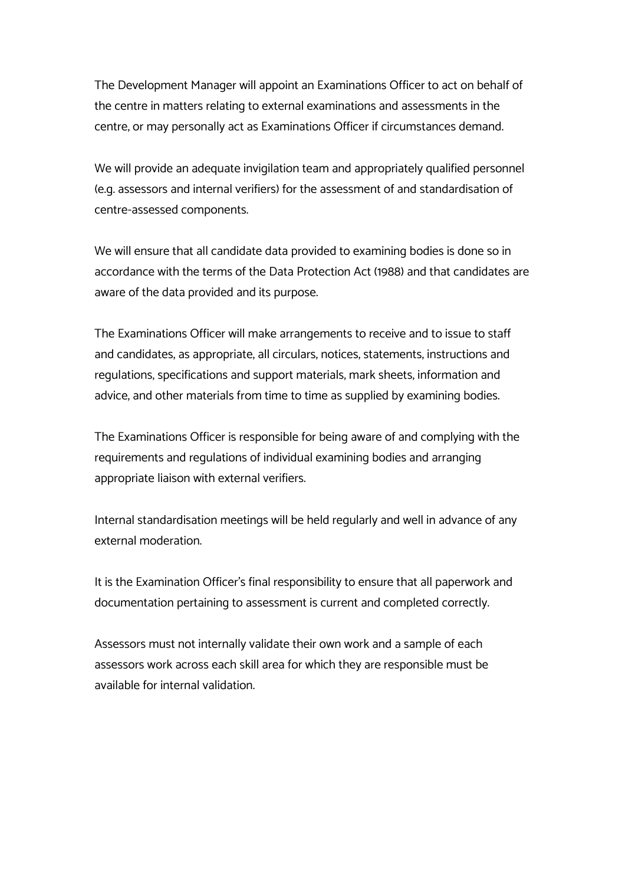The Development Manager will appoint an Examinations Officer to act on behalf of the centre in matters relating to external examinations and assessments in the centre, or may personally act as Examinations Officer if circumstances demand.

We will provide an adequate invigilation team and appropriately qualified personnel (e.g. assessors and internal verifiers) for the assessment of and standardisation of centre-assessed components.

We will ensure that all candidate data provided to examining bodies is done so in accordance with the terms of the Data Protection Act (1988) and that candidates are aware of the data provided and its purpose.

The Examinations Officer will make arrangements to receive and to issue to staff and candidates, as appropriate, all circulars, notices, statements, instructions and regulations, specifications and support materials, mark sheets, information and advice, and other materials from time to time as supplied by examining bodies.

The Examinations Officer is responsible for being aware of and complying with the requirements and regulations of individual examining bodies and arranging appropriate liaison with external verifiers.

Internal standardisation meetings will be held regularly and well in advance of any external moderation.

It is the Examination Officer's final responsibility to ensure that all paperwork and documentation pertaining to assessment is current and completed correctly.

Assessors must not internally validate their own work and a sample of each assessors work across each skill area for which they are responsible must be available for internal validation.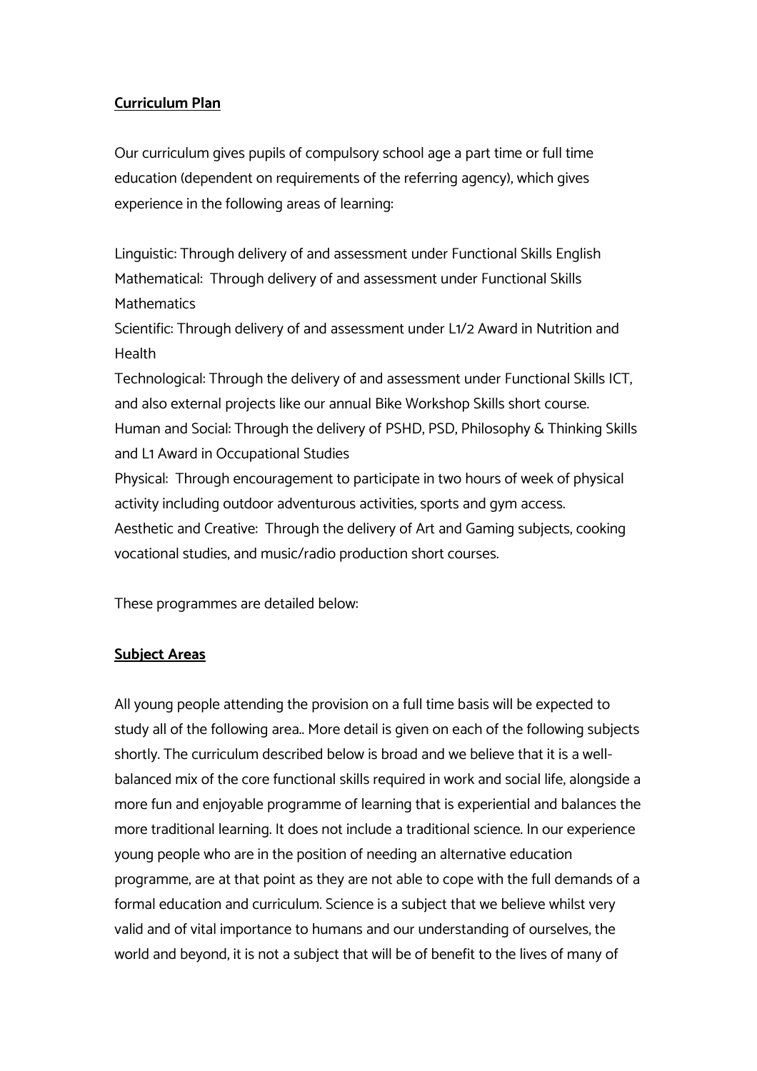**Curriculum Plan**

Our curriculum gives pupils of compulsory school age a part time or full time education (dependent on requirements of the referring agency), which gives experience in the following areas of learning:

Linguistic: Through delivery of and assessment under Functional Skills English
Mathematical: Through delivery of and assessment under Functional Skills Mathematics
Scientific: Through delivery of and assessment under L1/2 Award in Nutrition and Health
Technological: Through the delivery of and assessment under Functional Skills ICT, and also external projects like our annual Bike Workshop Skills short course.
Human and Social: Through the delivery of PSHD, PSD, Philosophy & Thinking Skills and L1 Award in Occupational Studies
Physical: Through encouragement to participate in two hours of week of physical activity including outdoor adventurous activities, sports and gym access.
Aesthetic and Creative: Through the delivery of Art and Gaming subjects, cooking vocational studies, and music/radio production short courses.

These programmes are detailed below:

**Subject Areas**

All young people attending the provision on a full time basis will be expected to study all of the following area.. More detail is given on each of the following subjects shortly. The curriculum described below is broad and we believe that it is a well-balanced mix of the core functional skills required in work and social life, alongside a more fun and enjoyable programme of learning that is experiential and balances the more traditional learning. It does not include a traditional science. In our experience young people who are in the position of needing an alternative education programme, are at that point as they are not able to cope with the full demands of a formal education and curriculum. Science is a subject that we believe whilst very valid and of vital importance to humans and our understanding of ourselves, the world and beyond, it is not a subject that will be of benefit to the lives of many of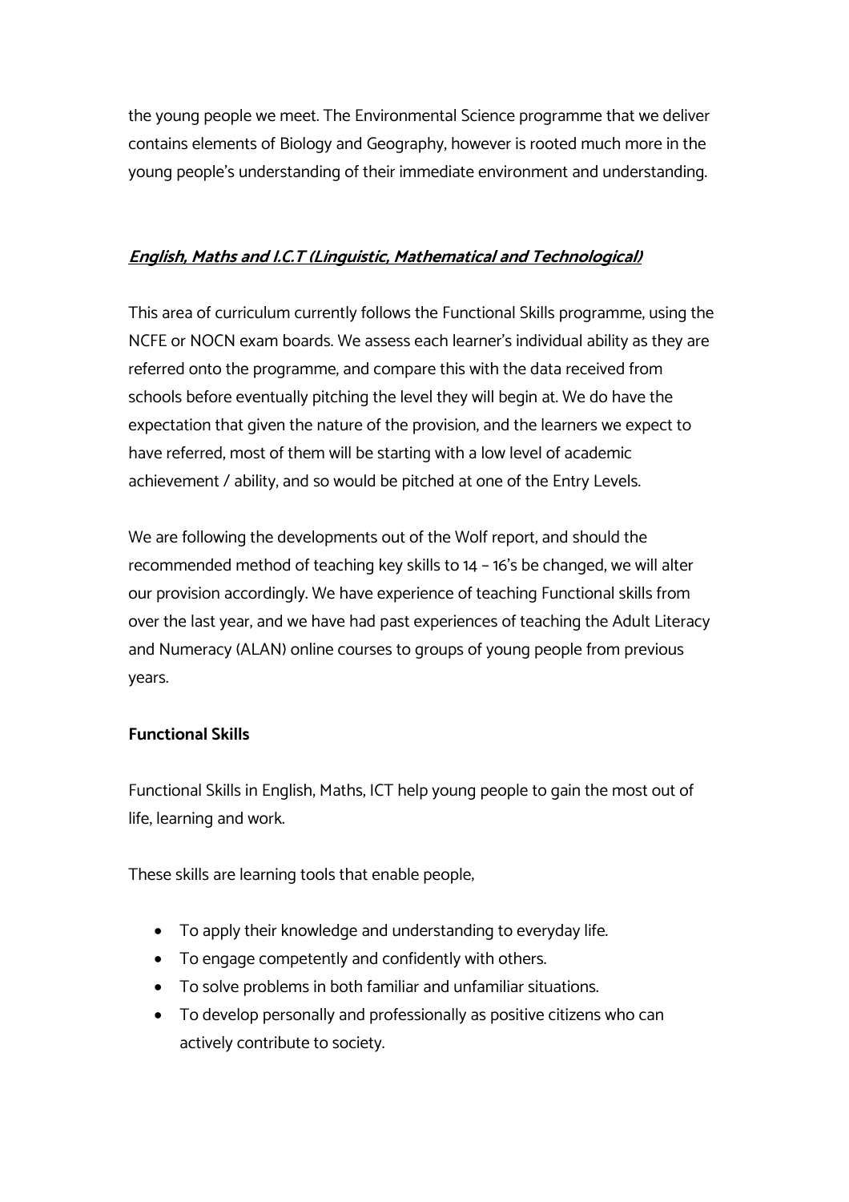the young people we meet. The Environmental Science programme that we deliver contains elements of Biology and Geography, however is rooted much more in the young people's understanding of their immediate environment and understanding.

## ***English, Maths and I.C.T (Linguistic, Mathematical and Technological)***

This area of curriculum currently follows the Functional Skills programme, using the NCFE or NOCN exam boards. We assess each learner's individual ability as they are referred onto the programme, and compare this with the data received from schools before eventually pitching the level they will begin at. We do have the expectation that given the nature of the provision, and the learners we expect to have referred, most of them will be starting with a low level of academic achievement / ability, and so would be pitched at one of the Entry Levels.

We are following the developments out of the Wolf report, and should the recommended method of teaching key skills to 14 – 16's be changed, we will alter our provision accordingly. We have experience of teaching Functional skills from over the last year, and we have had past experiences of teaching the Adult Literacy and Numeracy (ALAN) online courses to groups of young people from previous years.

### **Functional Skills**

Functional Skills in English, Maths, ICT help young people to gain the most out of life, learning and work.

These skills are learning tools that enable people,

- To apply their knowledge and understanding to everyday life.
- To engage competently and confidently with others.
- To solve problems in both familiar and unfamiliar situations.
- To develop personally and professionally as positive citizens who can actively contribute to society.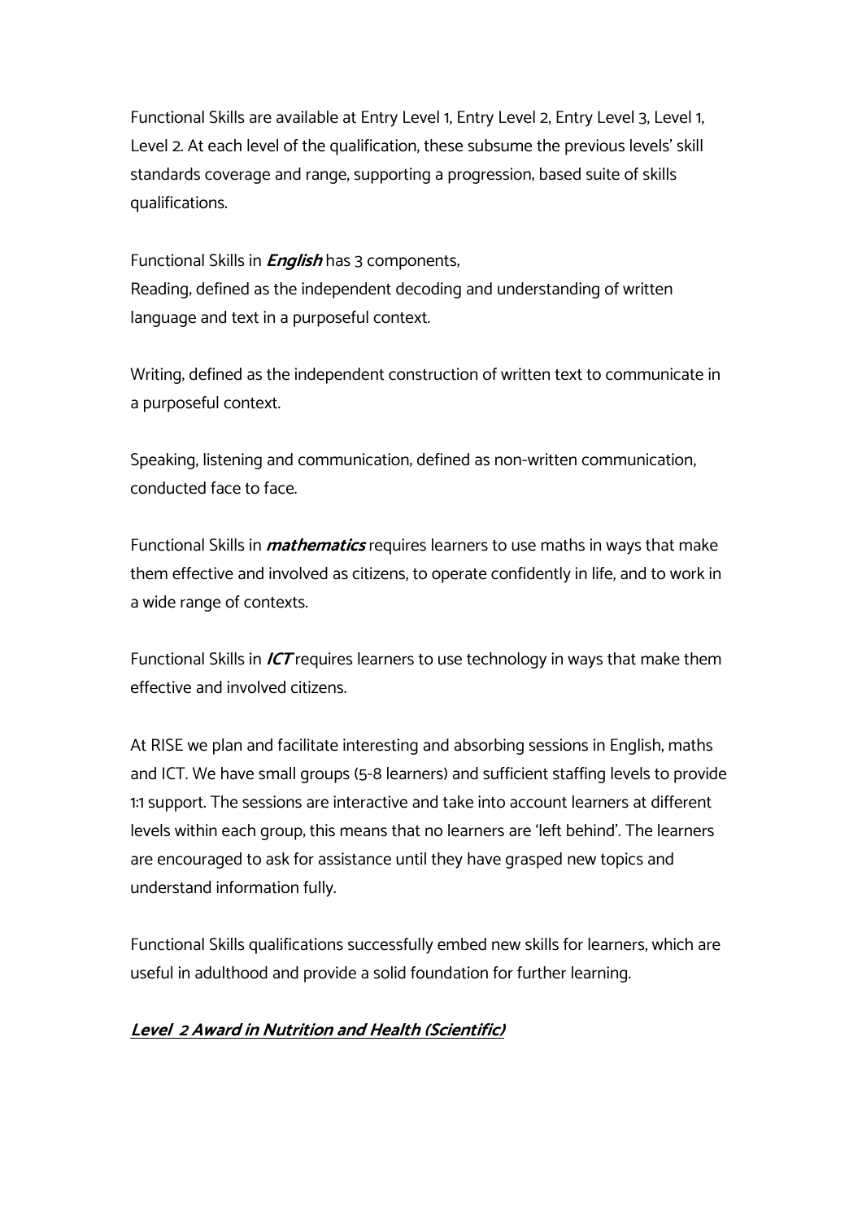Functional Skills are available at Entry Level 1, Entry Level 2, Entry Level 3, Level 1, Level 2. At each level of the qualification, these subsume the previous levels' skill standards coverage and range, supporting a progression, based suite of skills qualifications.

Functional Skills in ***English*** has 3 components,
Reading, defined as the independent decoding and understanding of written language and text in a purposeful context.

Writing, defined as the independent construction of written text to communicate in a purposeful context.

Speaking, listening and communication, defined as non-written communication, conducted face to face.

Functional Skills in ***mathematics*** requires learners to use maths in ways that make them effective and involved as citizens, to operate confidently in life, and to work in a wide range of contexts.

Functional Skills in ***ICT*** requires learners to use technology in ways that make them effective and involved citizens.

At RISE we plan and facilitate interesting and absorbing sessions in English, maths and ICT. We have small groups (5-8 learners) and sufficient staffing levels to provide 1:1 support. The sessions are interactive and take into account learners at different levels within each group, this means that no learners are 'left behind'. The learners are encouraged to ask for assistance until they have grasped new topics and understand information fully.

Functional Skills qualifications successfully embed new skills for learners, which are useful in adulthood and provide a solid foundation for further learning.

## ***Level 2 Award in Nutrition and Health (Scientific)***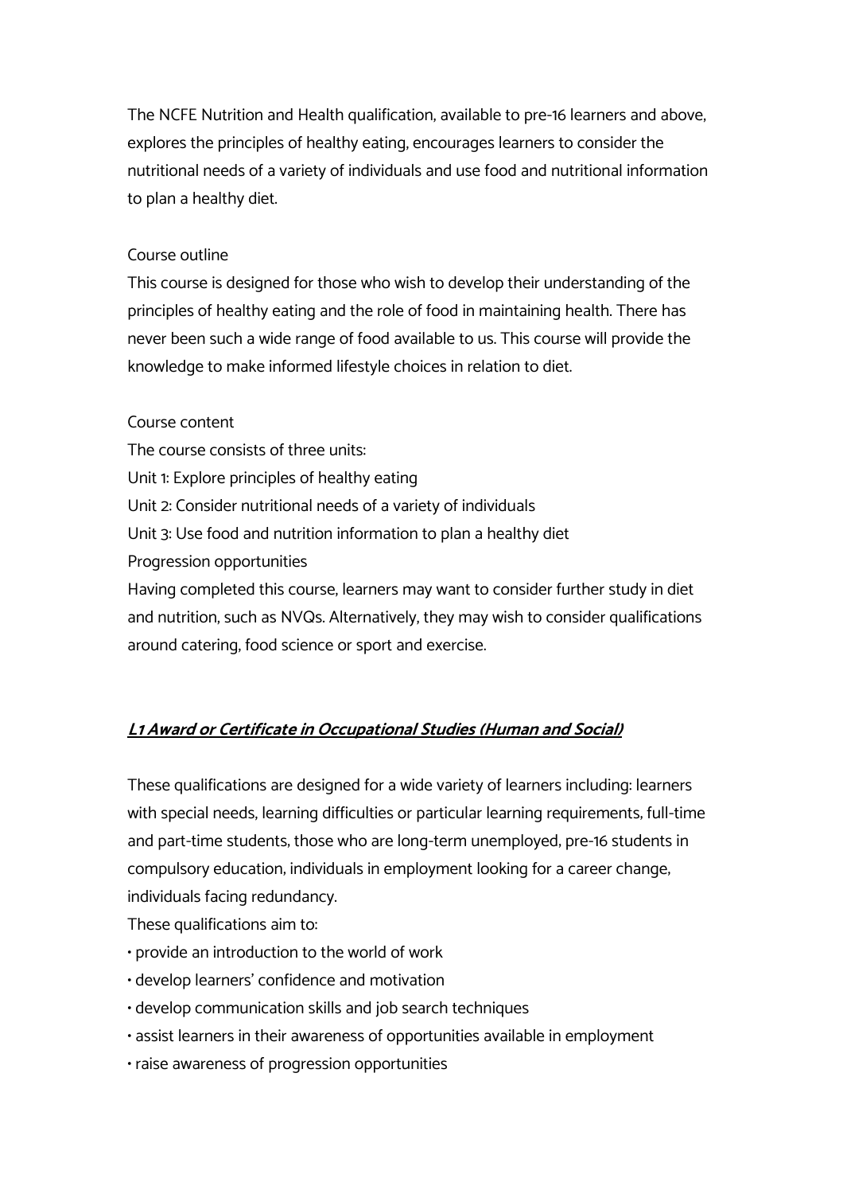The NCFE Nutrition and Health qualification, available to pre-16 learners and above, explores the principles of healthy eating, encourages learners to consider the nutritional needs of a variety of individuals and use food and nutritional information to plan a healthy diet.

Course outline

This course is designed for those who wish to develop their understanding of the principles of healthy eating and the role of food in maintaining health. There has never been such a wide range of food available to us. This course will provide the knowledge to make informed lifestyle choices in relation to diet.

Course content

The course consists of three units:

Unit 1: Explore principles of healthy eating

Unit 2: Consider nutritional needs of a variety of individuals

Unit 3: Use food and nutrition information to plan a healthy diet

Progression opportunities

Having completed this course, learners may want to consider further study in diet and nutrition, such as NVQs. Alternatively, they may wish to consider qualifications around catering, food science or sport and exercise.

## ***L1 Award or Certificate in Occupational Studies (Human and Social)***

These qualifications are designed for a wide variety of learners including: learners with special needs, learning difficulties or particular learning requirements, full-time and part-time students, those who are long-term unemployed, pre-16 students in compulsory education, individuals in employment looking for a career change, individuals facing redundancy.

These qualifications aim to:

- provide an introduction to the world of work
- develop learners' confidence and motivation
- develop communication skills and job search techniques
- assist learners in their awareness of opportunities available in employment
- raise awareness of progression opportunities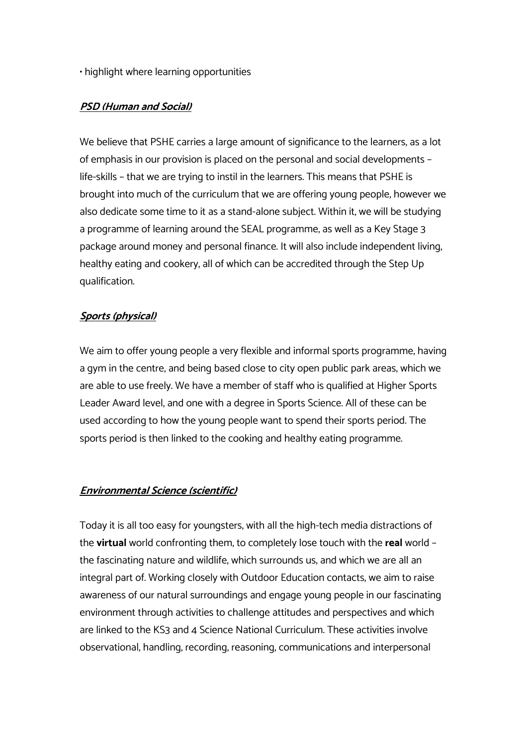• highlight where learning opportunities

***PSD (Human and Social)***

We believe that PSHE carries a large amount of significance to the learners, as a lot of emphasis in our provision is placed on the personal and social developments – life-skills – that we are trying to instil in the learners. This means that PSHE is brought into much of the curriculum that we are offering young people, however we also dedicate some time to it as a stand-alone subject. Within it, we will be studying a programme of learning around the SEAL programme, as well as a Key Stage 3 package around money and personal finance. It will also include independent living, healthy eating and cookery, all of which can be accredited through the Step Up qualification.

***Sports (physical)***

We aim to offer young people a very flexible and informal sports programme, having a gym in the centre, and being based close to city open public park areas, which we are able to use freely. We have a member of staff who is qualified at Higher Sports Leader Award level, and one with a degree in Sports Science. All of these can be used according to how the young people want to spend their sports period. The sports period is then linked to the cooking and healthy eating programme.

***Environmental Science (scientific)***

Today it is all too easy for youngsters, with all the high-tech media distractions of the **virtual** world confronting them, to completely lose touch with the **real** world – the fascinating nature and wildlife, which surrounds us, and which we are all an integral part of. Working closely with Outdoor Education contacts, we aim to raise awareness of our natural surroundings and engage young people in our fascinating environment through activities to challenge attitudes and perspectives and which are linked to the KS3 and 4 Science National Curriculum. These activities involve observational, handling, recording, reasoning, communications and interpersonal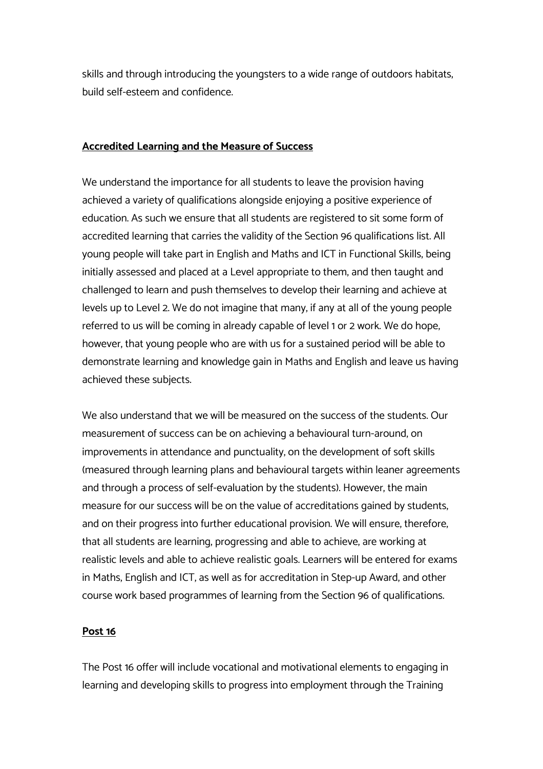skills and through introducing the youngsters to a wide range of outdoors habitats, build self-esteem and confidence.

**Accredited Learning and the Measure of Success**

We understand the importance for all students to leave the provision having achieved a variety of qualifications alongside enjoying a positive experience of education. As such we ensure that all students are registered to sit some form of accredited learning that carries the validity of the Section 96 qualifications list. All young people will take part in English and Maths and ICT in Functional Skills, being initially assessed and placed at a Level appropriate to them, and then taught and challenged to learn and push themselves to develop their learning and achieve at levels up to Level 2. We do not imagine that many, if any at all of the young people referred to us will be coming in already capable of level 1 or 2 work. We do hope, however, that young people who are with us for a sustained period will be able to demonstrate learning and knowledge gain in Maths and English and leave us having achieved these subjects.

We also understand that we will be measured on the success of the students. Our measurement of success can be on achieving a behavioural turn-around, on improvements in attendance and punctuality, on the development of soft skills (measured through learning plans and behavioural targets within leaner agreements and through a process of self-evaluation by the students). However, the main measure for our success will be on the value of accreditations gained by students, and on their progress into further educational provision. We will ensure, therefore, that all students are learning, progressing and able to achieve, are working at realistic levels and able to achieve realistic goals. Learners will be entered for exams in Maths, English and ICT, as well as for accreditation in Step-up Award, and other course work based programmes of learning from the Section 96 of qualifications.

**Post 16**

The Post 16 offer will include vocational and motivational elements to engaging in learning and developing skills to progress into employment through the Training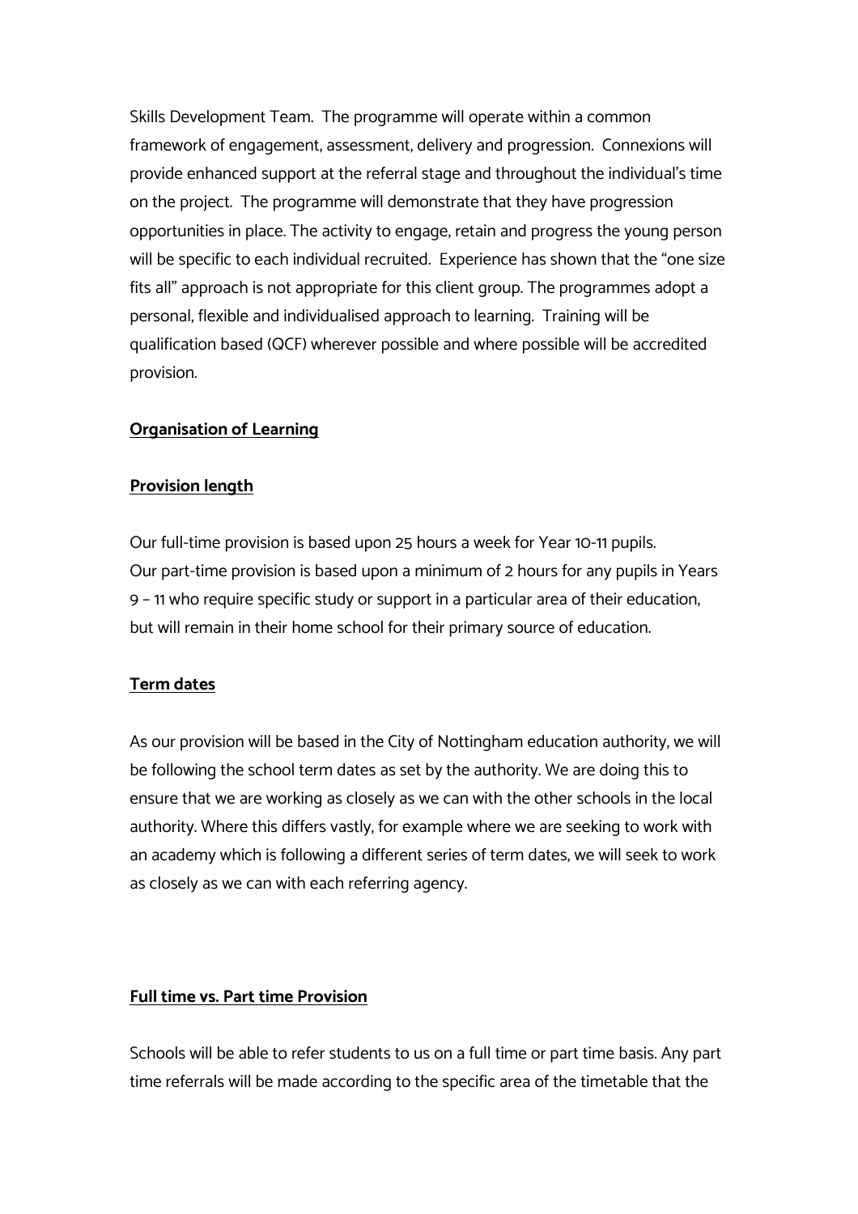Skills Development Team. The programme will operate within a common framework of engagement, assessment, delivery and progression. Connexions will provide enhanced support at the referral stage and throughout the individual's time on the project. The programme will demonstrate that they have progression opportunities in place. The activity to engage, retain and progress the young person will be specific to each individual recruited. Experience has shown that the "one size fits all" approach is not appropriate for this client group. The programmes adopt a personal, flexible and individualised approach to learning. Training will be qualification based (QCF) wherever possible and where possible will be accredited provision.

**Organisation of Learning**

**Provision length**

Our full-time provision is based upon 25 hours a week for Year 10-11 pupils.
Our part-time provision is based upon a minimum of 2 hours for any pupils in Years 9 – 11 who require specific study or support in a particular area of their education, but will remain in their home school for their primary source of education.

**Term dates**

As our provision will be based in the City of Nottingham education authority, we will be following the school term dates as set by the authority. We are doing this to ensure that we are working as closely as we can with the other schools in the local authority. Where this differs vastly, for example where we are seeking to work with an academy which is following a different series of term dates, we will seek to work as closely as we can with each referring agency.

**Full time vs. Part time Provision**

Schools will be able to refer students to us on a full time or part time basis. Any part time referrals will be made according to the specific area of the timetable that the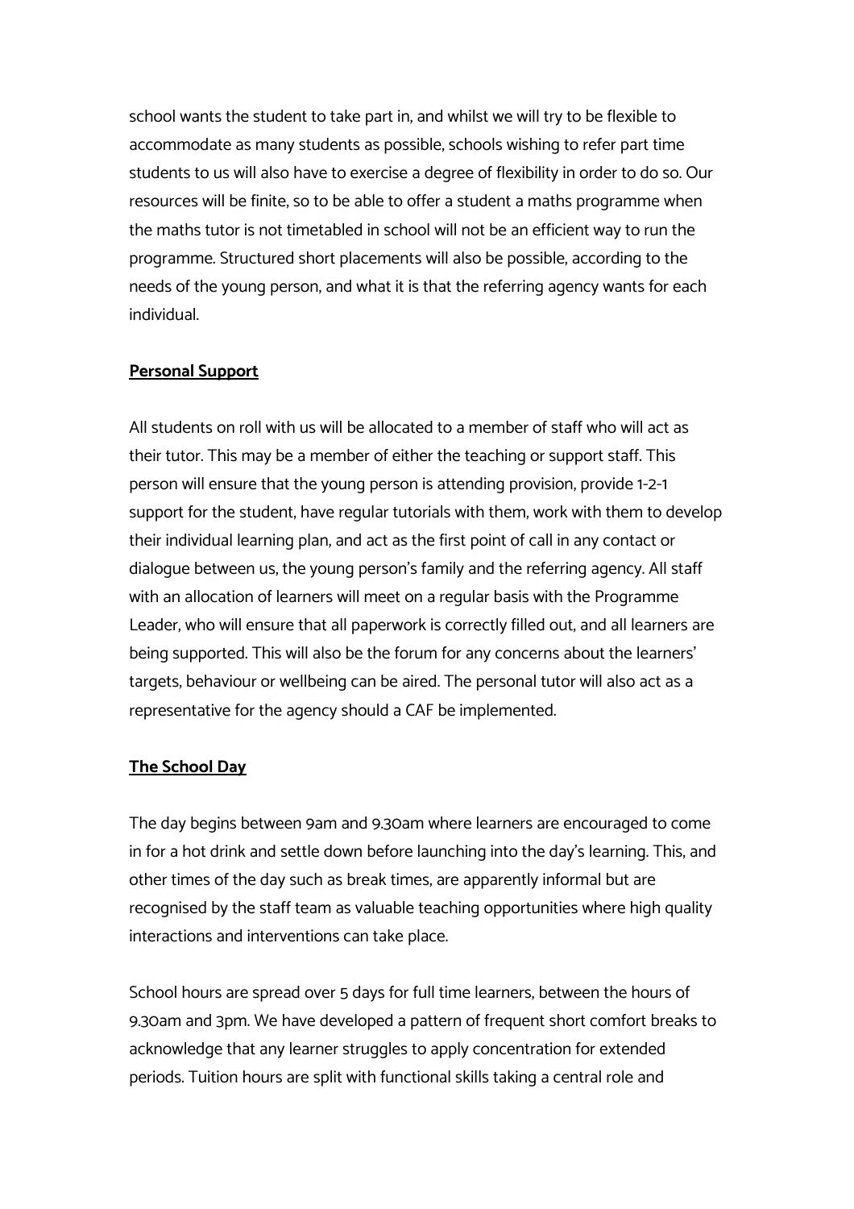school wants the student to take part in, and whilst we will try to be flexible to accommodate as many students as possible, schools wishing to refer part time students to us will also have to exercise a degree of flexibility in order to do so. Our resources will be finite, so to be able to offer a student a maths programme when the maths tutor is not timetabled in school will not be an efficient way to run the programme. Structured short placements will also be possible, according to the needs of the young person, and what it is that the referring agency wants for each individual.

## Personal Support

All students on roll with us will be allocated to a member of staff who will act as their tutor. This may be a member of either the teaching or support staff. This person will ensure that the young person is attending provision, provide 1-2-1 support for the student, have regular tutorials with them, work with them to develop their individual learning plan, and act as the first point of call in any contact or dialogue between us, the young person's family and the referring agency. All staff with an allocation of learners will meet on a regular basis with the Programme Leader, who will ensure that all paperwork is correctly filled out, and all learners are being supported. This will also be the forum for any concerns about the learners' targets, behaviour or wellbeing can be aired. The personal tutor will also act as a representative for the agency should a CAF be implemented.

## The School Day

The day begins between 9am and 9.30am where learners are encouraged to come in for a hot drink and settle down before launching into the day's learning. This, and other times of the day such as break times, are apparently informal but are recognised by the staff team as valuable teaching opportunities where high quality interactions and interventions can take place.

School hours are spread over 5 days for full time learners, between the hours of 9.30am and 3pm. We have developed a pattern of frequent short comfort breaks to acknowledge that any learner struggles to apply concentration for extended periods. Tuition hours are split with functional skills taking a central role and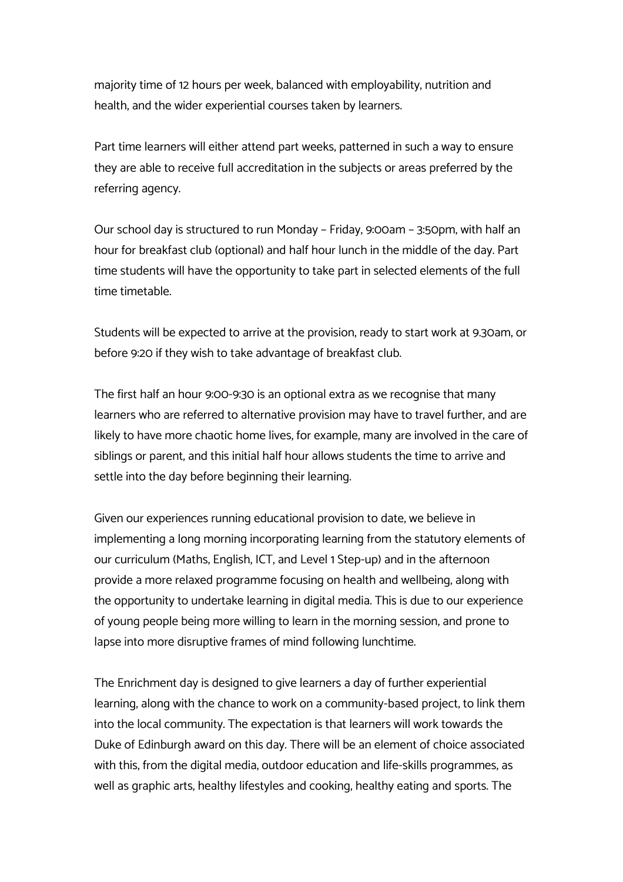majority time of 12 hours per week, balanced with employability, nutrition and health, and the wider experiential courses taken by learners.

Part time learners will either attend part weeks, patterned in such a way to ensure they are able to receive full accreditation in the subjects or areas preferred by the referring agency.

Our school day is structured to run Monday – Friday, 9:00am – 3:50pm, with half an hour for breakfast club (optional) and half hour lunch in the middle of the day. Part time students will have the opportunity to take part in selected elements of the full time timetable.

Students will be expected to arrive at the provision, ready to start work at 9.30am, or before 9:20 if they wish to take advantage of breakfast club.

The first half an hour 9:00-9:30 is an optional extra as we recognise that many learners who are referred to alternative provision may have to travel further, and are likely to have more chaotic home lives, for example, many are involved in the care of siblings or parent, and this initial half hour allows students the time to arrive and settle into the day before beginning their learning.

Given our experiences running educational provision to date, we believe in implementing a long morning incorporating learning from the statutory elements of our curriculum (Maths, English, ICT, and Level 1 Step-up) and in the afternoon provide a more relaxed programme focusing on health and wellbeing, along with the opportunity to undertake learning in digital media. This is due to our experience of young people being more willing to learn in the morning session, and prone to lapse into more disruptive frames of mind following lunchtime.

The Enrichment day is designed to give learners a day of further experiential learning, along with the chance to work on a community-based project, to link them into the local community. The expectation is that learners will work towards the Duke of Edinburgh award on this day. There will be an element of choice associated with this, from the digital media, outdoor education and life-skills programmes, as well as graphic arts, healthy lifestyles and cooking, healthy eating and sports. The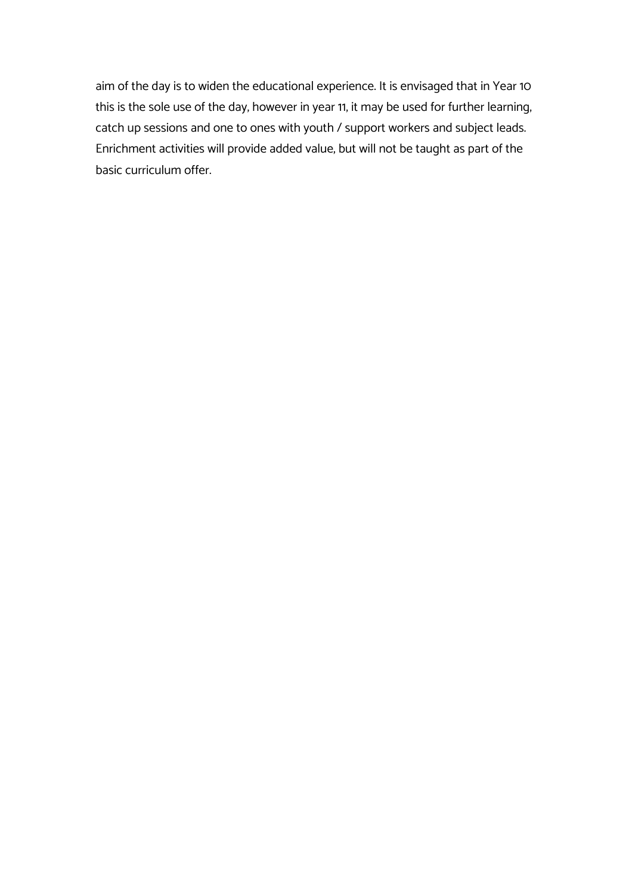aim of the day is to widen the educational experience. It is envisaged that in Year 10 this is the sole use of the day, however in year 11, it may be used for further learning, catch up sessions and one to ones with youth / support workers and subject leads. Enrichment activities will provide added value, but will not be taught as part of the basic curriculum offer.